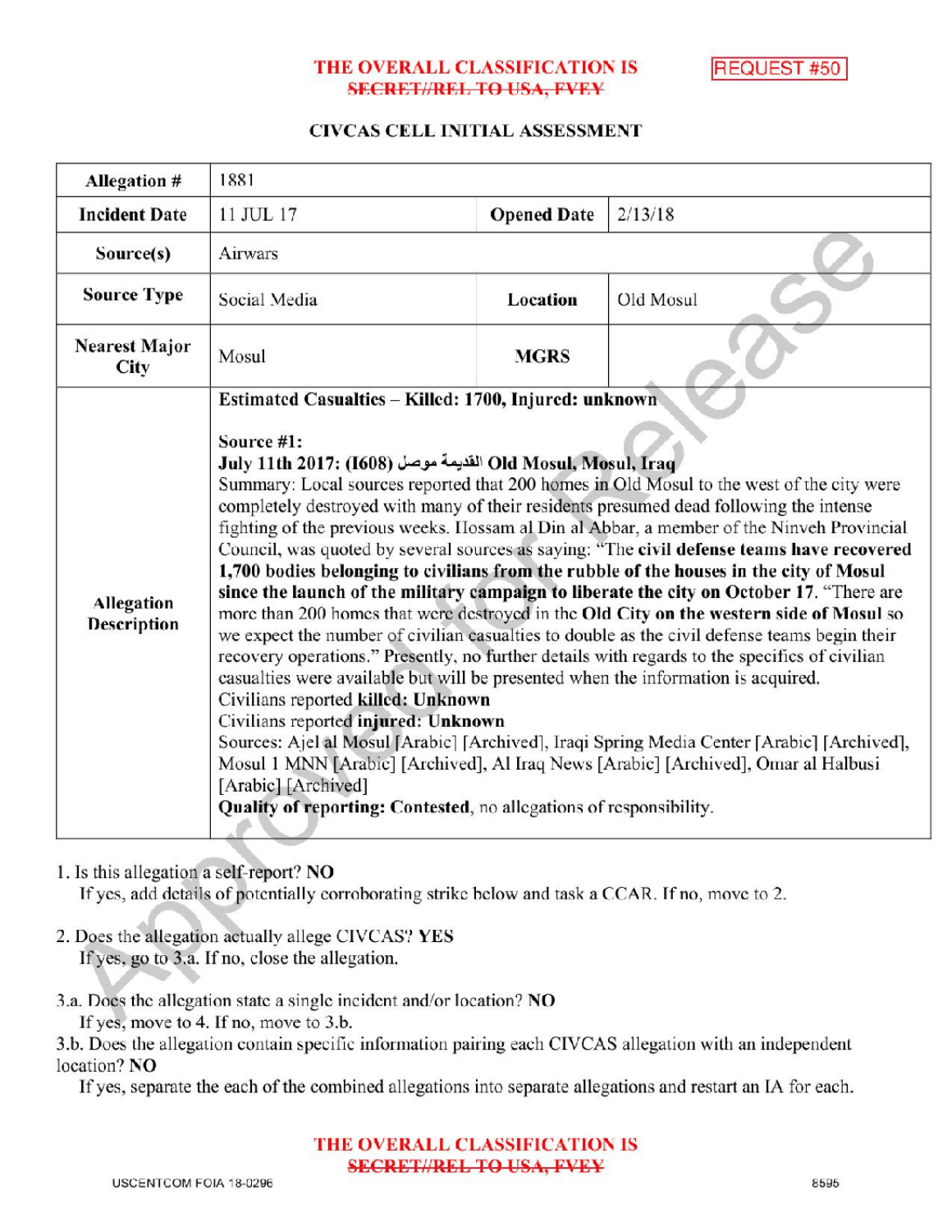THE OVERALL CLASSIFICATION IS
~~SECRET//REL TO USA, FVEY~~

REQUEST #50

### CIVCAS CELL INITIAL ASSESSMENT

| Allegation # | 1881 | | |
|---|---|---|---|
| Incident Date | 11 JUL 17 | Opened Date | 2/13/18 |
| Source(s) | Airwars | | |
| Source Type | Social Media | Location | Old Mosul |
| Nearest Major City | Mosul | MGRS | |
| Allegation Description | **Estimated Casualties – Killed: 1700, Injured: unknown**<br><br>**Source #1:**<br>**July 11th 2017: (I608) الموصل القديمة Old Mosul, Mosul, Iraq**<br>Summary: Local sources reported that 200 homes in Old Mosul to the west of the city were completely destroyed with many of their residents presumed dead following the intense fighting of the previous weeks. Hossam al Din al Abbar, a member of the Ninveh Provincial Council, was quoted by several sources as saying: "The **civil defense teams have recovered 1,700 bodies belonging to civilians from the rubble of the houses in the city of Mosul since the launch of the military campaign to liberate the city on October 17**. "There are more than 200 homes that were destroyed in the **Old City on the western side of Mosul** so we expect the number of civilian casualties to double as the civil defense teams begin their recovery operations." Presently, no further details with regards to the specifics of civilian casualties were available but will be presented when the information is acquired.<br>Civilians reported **killed: Unknown**<br>Civilians reported **injured: Unknown**<br>Sources: Ajel al Mosul [Arabic] [Archived], Iraqi Spring Media Center [Arabic] [Archived], Mosul 1 MNN [Arabic] [Archived], Al Iraq News [Arabic] [Archived], Omar al Halbusi [Arabic] [Archived]<br>**Quality of reporting: Contested**, no allegations of responsibility. | | |

1. Is this allegation a self-report? **NO**
   If yes, add details of potentially corroborating strike below and task a CCAR. If no, move to 2.

2. Does the allegation actually allege CIVCAS? **YES**
   If yes, go to 3.a. If no, close the allegation.

3.a. Does the allegation state a single incident and/or location? **NO**
   If yes, move to 4. If no, move to 3.b.

3.b. Does the allegation contain specific information pairing each CIVCAS allegation with an independent location? **NO**
   If yes, separate the each of the combined allegations into separate allegations and restart an IA for each.

THE OVERALL CLASSIFICATION IS
~~SECRET//REL TO USA, FVEY~~

USCENTCOM FOIA 18-0296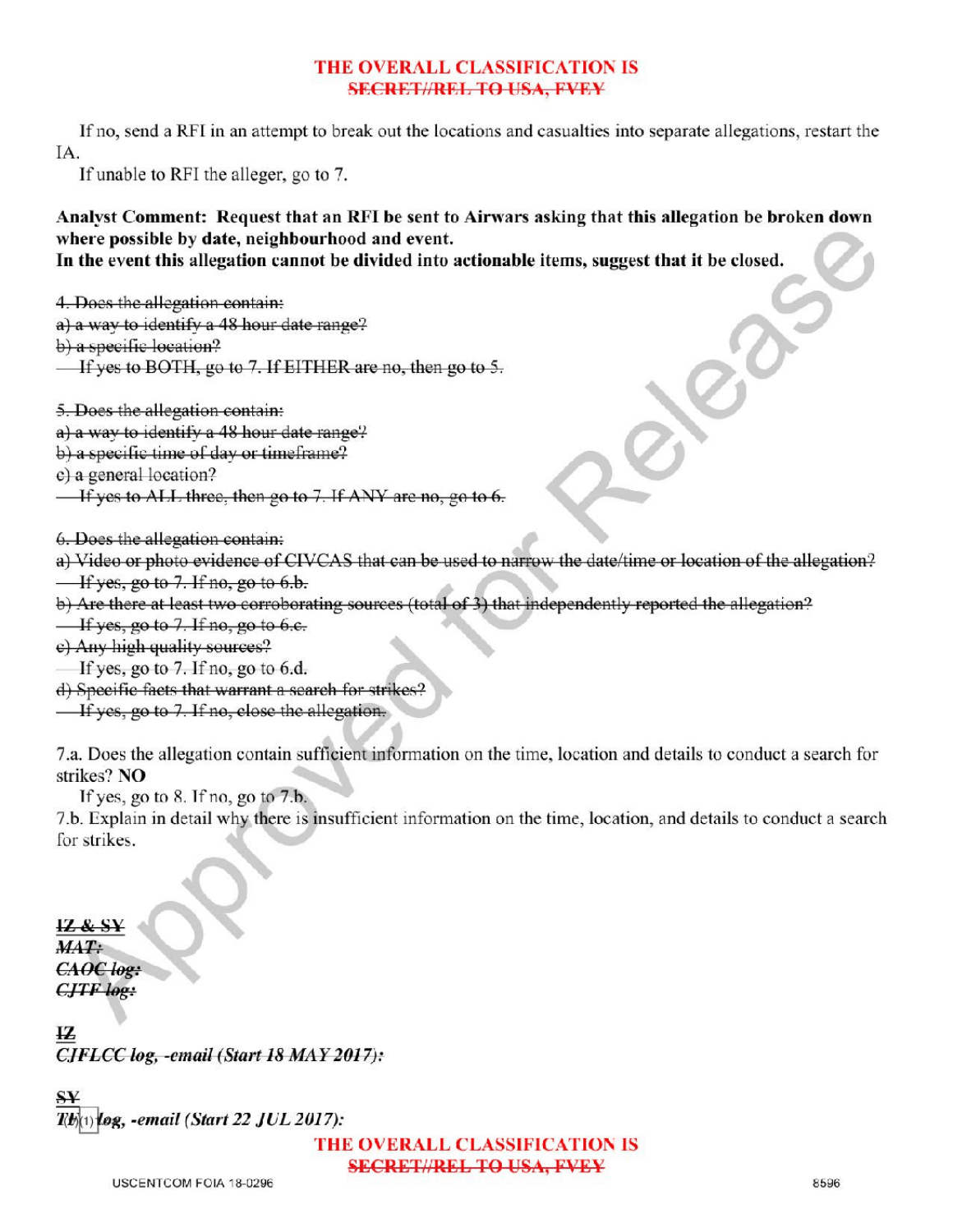If no, send a RFI in an attempt to break out the locations and casualties into separate allegations, restart the IA.

If unable to RFI the alleger, go to 7.

**Analyst Comment: Request that an RFI be sent to Airwars asking that this allegation be broken down where possible by date, neighbourhood and event.**
**In the event this allegation cannot be divided into actionable items, suggest that it be closed.**

~~4. Does the allegation contain:~~
~~a) a way to identify a 48 hour date range?~~
~~b) a specific location?~~
~~If yes to BOTH, go to 7. If EITHER are no, then go to 5.~~

~~5. Does the allegation contain:~~
~~a) a way to identify a 48 hour date range?~~
~~b) a specific time of day or timeframe?~~
~~c) a general location?~~
~~If yes to ALL three, then go to 7. If ANY are no, go to 6.~~

~~6. Does the allegation contain:~~
~~a) Video or photo evidence of CIVCAS that can be used to narrow the date/time or location of the allegation?~~
~~If yes, go to 7. If no, go to 6.b.~~
~~b) Are there at least two corroborating sources (total of 3) that independently reported the allegation?~~
~~If yes, go to 7. If no, go to 6.c.~~
~~c) Any high quality sources?~~
~~If yes, go to 7. If no, go to 6.d.~~
~~d) Specific facts that warrant a search for strikes?~~
~~If yes, go to 7. If no, close the allegation.~~

7.a. Does the allegation contain sufficient information on the time, location and details to conduct a search for strikes? **NO**

If yes, go to 8. If no, go to 7.b.

7.b. Explain in detail why there is insufficient information on the time, location, and details to conduct a search for strikes.

~~**IZ & SY**~~
~~***MAT:***~~
~~***CAOC log:***~~
~~***CJTF log:***~~

~~**IZ**~~
~~***CJFLCC log, -email (Start 18 MAY 2017):***~~

~~**SY**~~
~~***T(b)(1) log, -email (Start 22 JUL 2017):***~~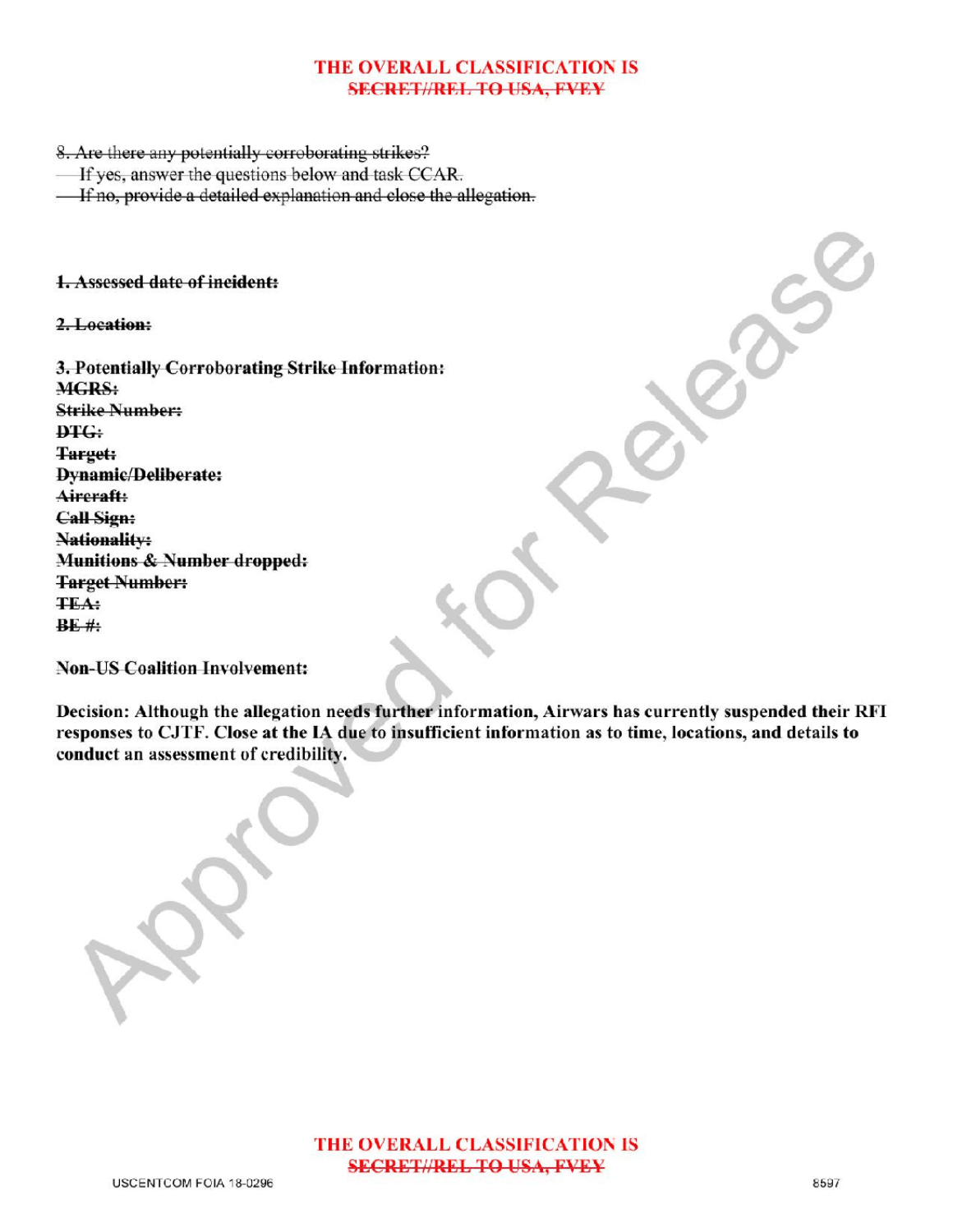THE OVERALL CLASSIFICATION IS
~~SECRET//REL TO USA, FVEY~~

~~8. Are there any potentially corroborating strikes?~~
~~- If yes, answer the questions below and task CCAR.~~
~~- If no, provide a detailed explanation and close the allegation.~~

**~~1. Assessed date of incident:~~**

**~~2. Location:~~**

**~~3. Potentially Corroborating Strike Information:~~**
**~~MGRS:~~**
**~~Strike Number:~~**
**~~DTG:~~**
**~~Target:~~**
**~~Dynamic/Deliberate:~~**
**~~Aircraft:~~**
**~~Call Sign:~~**
**~~Nationality:~~**
**~~Munitions & Number dropped:~~**
**~~Target Number:~~**
**~~TEA:~~**
**~~BE #:~~**

**~~Non-US Coalition Involvement:~~**

**Decision: Although the allegation needs further information, Airwars has currently suspended their RFI responses to CJTF. Close at the IA due to insufficient information as to time, locations, and details to conduct an assessment of credibility.**

THE OVERALL CLASSIFICATION IS
~~SECRET//REL TO USA, FVEY~~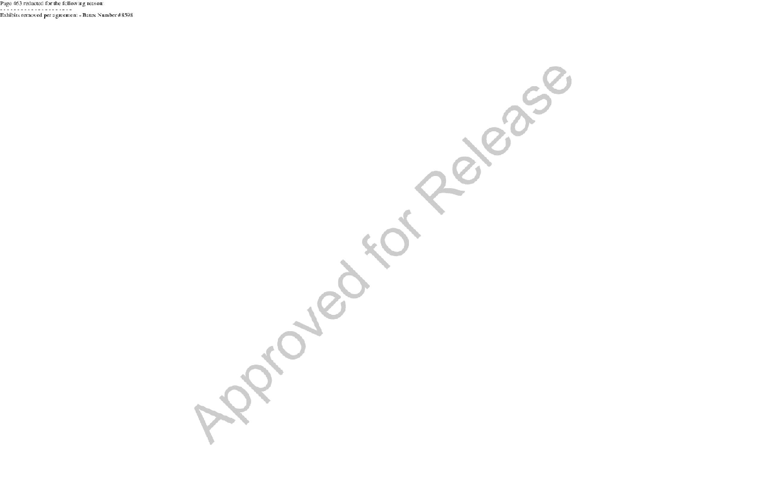Page 463 redacted for the following reason:
- - - - - - - - - - - - - - - - - - - - -
Exhibits removed per agreement - Bates Number #8598

Approved for Release